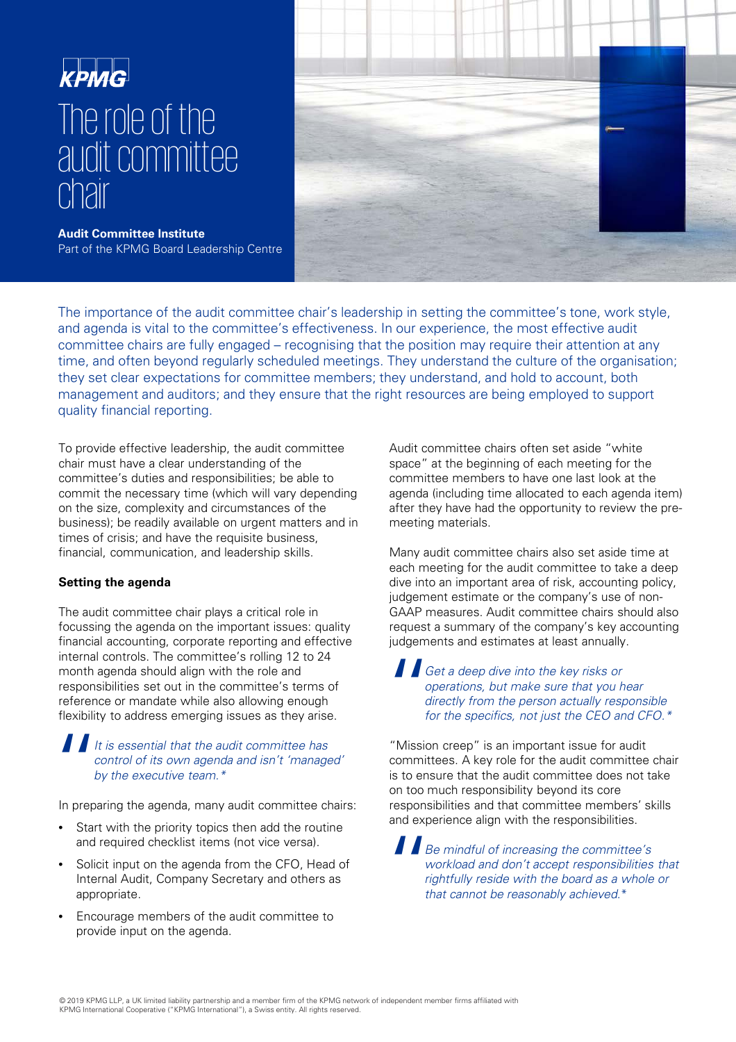KPMG

# The role of the audit committee chair

**Audit Committee Institute**
Part of the KPMG Board Leadership Centre

The importance of the audit committee chair's leadership in setting the committee's tone, work style, and agenda is vital to the committee's effectiveness. In our experience, the most effective audit committee chairs are fully engaged – recognising that the position may require their attention at any time, and often beyond regularly scheduled meetings. They understand the culture of the organisation; they set clear expectations for committee members; they understand, and hold to account, both management and auditors; and they ensure that the right resources are being employed to support quality financial reporting.

To provide effective leadership, the audit committee chair must have a clear understanding of the committee's duties and responsibilities; be able to commit the necessary time (which will vary depending on the size, complexity and circumstances of the business); be readily available on urgent matters and in times of crisis; and have the requisite business, financial, communication, and leadership skills.

## Setting the agenda

The audit committee chair plays a critical role in focussing the agenda on the important issues: quality financial accounting, corporate reporting and effective internal controls. The committee's rolling 12 to 24 month agenda should align with the role and responsibilities set out in the committee's terms of reference or mandate while also allowing enough flexibility to address emerging issues as they arise.

> *It is essential that the audit committee has control of its own agenda and isn't 'managed' by the executive team.**

In preparing the agenda, many audit committee chairs:

- Start with the priority topics then add the routine and required checklist items (not vice versa).
- Solicit input on the agenda from the CFO, Head of Internal Audit, Company Secretary and others as appropriate.
- Encourage members of the audit committee to provide input on the agenda.

Audit committee chairs often set aside "white space" at the beginning of each meeting for the committee members to have one last look at the agenda (including time allocated to each agenda item) after they have had the opportunity to review the pre-meeting materials.

Many audit committee chairs also set aside time at each meeting for the audit committee to take a deep dive into an important area of risk, accounting policy, judgement estimate or the company's use of non-GAAP measures. Audit committee chairs should also request a summary of the company's key accounting judgements and estimates at least annually.

> *Get a deep dive into the key risks or operations, but make sure that you hear directly from the person actually responsible for the specifics, not just the CEO and CFO.**

"Mission creep" is an important issue for audit committees. A key role for the audit committee chair is to ensure that the audit committee does not take on too much responsibility beyond its core responsibilities and that committee members' skills and experience align with the responsibilities.

> *Be mindful of increasing the committee's workload and don't accept responsibilities that rightfully reside with the board as a whole or that cannot be reasonably achieved.**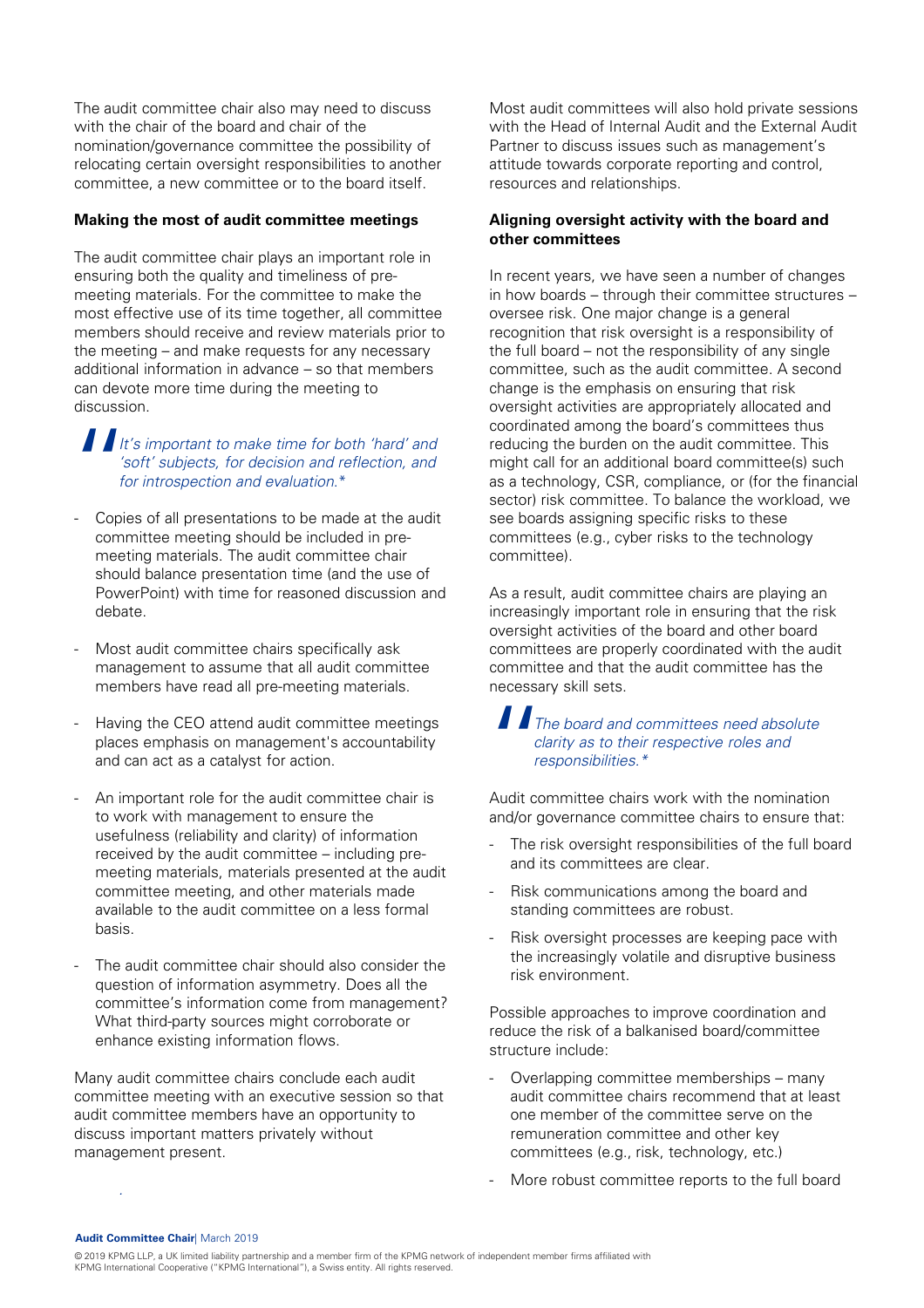The audit committee chair also may need to discuss with the chair of the board and chair of the nomination/governance committee the possibility of relocating certain oversight responsibilities to another committee, a new committee or to the board itself.

**Making the most of audit committee meetings**

The audit committee chair plays an important role in ensuring both the quality and timeliness of pre-meeting materials. For the committee to make the most effective use of its time together, all committee members should receive and review materials prior to the meeting – and make requests for any necessary additional information in advance – so that members can devote more time during the meeting to discussion.

> *It's important to make time for both 'hard' and 'soft' subjects, for decision and reflection, and for introspection and evaluation.\**

- Copies of all presentations to be made at the audit committee meeting should be included in pre-meeting materials. The audit committee chair should balance presentation time (and the use of PowerPoint) with time for reasoned discussion and debate.
- Most audit committee chairs specifically ask management to assume that all audit committee members have read all pre-meeting materials.
- Having the CEO attend audit committee meetings places emphasis on management's accountability and can act as a catalyst for action.
- An important role for the audit committee chair is to work with management to ensure the usefulness (reliability and clarity) of information received by the audit committee – including pre-meeting materials, materials presented at the audit committee meeting, and other materials made available to the audit committee on a less formal basis.
- The audit committee chair should also consider the question of information asymmetry. Does all the committee's information come from management? What third-party sources might corroborate or enhance existing information flows.

Many audit committee chairs conclude each audit committee meeting with an executive session so that audit committee members have an opportunity to discuss important matters privately without management present.

Most audit committees will also hold private sessions with the Head of Internal Audit and the External Audit Partner to discuss issues such as management's attitude towards corporate reporting and control, resources and relationships.

**Aligning oversight activity with the board and other committees**

In recent years, we have seen a number of changes in how boards – through their committee structures – oversee risk. One major change is a general recognition that risk oversight is a responsibility of the full board – not the responsibility of any single committee, such as the audit committee. A second change is the emphasis on ensuring that risk oversight activities are appropriately allocated and coordinated among the board's committees thus reducing the burden on the audit committee. This might call for an additional board committee(s) such as a technology, CSR, compliance, or (for the financial sector) risk committee. To balance the workload, we see boards assigning specific risks to these committees (e.g., cyber risks to the technology committee).

As a result, audit committee chairs are playing an increasingly important role in ensuring that the risk oversight activities of the board and other board committees are properly coordinated with the audit committee and that the audit committee has the necessary skill sets.

> *The board and committees need absolute clarity as to their respective roles and responsibilities.\**

Audit committee chairs work with the nomination and/or governance committee chairs to ensure that:

- The risk oversight responsibilities of the full board and its committees are clear.
- Risk communications among the board and standing committees are robust.
- Risk oversight processes are keeping pace with the increasingly volatile and disruptive business risk environment.

Possible approaches to improve coordination and reduce the risk of a balkanised board/committee structure include:

- Overlapping committee memberships – many audit committee chairs recommend that at least one member of the committee serve on the remuneration committee and other key committees (e.g., risk, technology, etc.)
- More robust committee reports to the full board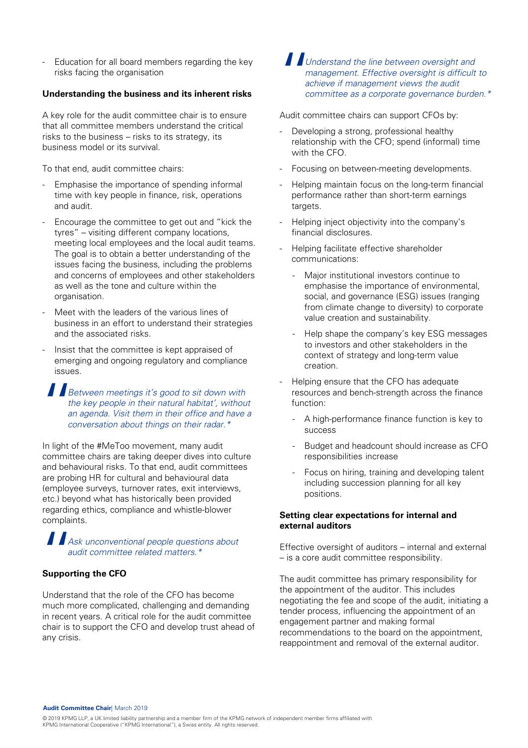- Education for all board members regarding the key risks facing the organisation

### Understanding the business and its inherent risks

A key role for the audit committee chair is to ensure that all committee members understand the critical risks to the business – risks to its strategy, its business model or its survival.

To that end, audit committee chairs:

- Emphasise the importance of spending informal time with key people in finance, risk, operations and audit.
- Encourage the committee to get out and "kick the tyres" – visiting different company locations, meeting local employees and the local audit teams. The goal is to obtain a better understanding of the issues facing the business, including the problems and concerns of employees and other stakeholders as well as the tone and culture within the organisation.
- Meet with the leaders of the various lines of business in an effort to understand their strategies and the associated risks.
- Insist that the committee is kept appraised of emerging and ongoing regulatory and compliance issues.

> *Between meetings it's good to sit down with the key people in their natural habitat', without an agenda. Visit them in their office and have a conversation about things on their radar.\**

In light of the #MeToo movement, many audit committee chairs are taking deeper dives into culture and behavioural risks. To that end, audit committees are probing HR for cultural and behavioural data (employee surveys, turnover rates, exit interviews, etc.) beyond what has historically been provided regarding ethics, compliance and whistle-blower complaints.

> *Ask unconventional people questions about audit committee related matters.\**

### Supporting the CFO

Understand that the role of the CFO has become much more complicated, challenging and demanding in recent years. A critical role for the audit committee chair is to support the CFO and develop trust ahead of any crisis.

> *Understand the line between oversight and management. Effective oversight is difficult to achieve if management views the audit committee as a corporate governance burden.\**

Audit committee chairs can support CFOs by:

- Developing a strong, professional healthy relationship with the CFO; spend (informal) time with the CFO.
- Focusing on between-meeting developments.
- Helping maintain focus on the long-term financial performance rather than short-term earnings targets.
- Helping inject objectivity into the company's financial disclosures.
- Helping facilitate effective shareholder communications:
  - Major institutional investors continue to emphasise the importance of environmental, social, and governance (ESG) issues (ranging from climate change to diversity) to corporate value creation and sustainability.
  - Help shape the company's key ESG messages to investors and other stakeholders in the context of strategy and long-term value creation.
- Helping ensure that the CFO has adequate resources and bench-strength across the finance function:
  - A high-performance finance function is key to success
  - Budget and headcount should increase as CFO responsibilities increase
  - Focus on hiring, training and developing talent including succession planning for all key positions.

### Setting clear expectations for internal and external auditors

Effective oversight of auditors – internal and external – is a core audit committee responsibility.

The audit committee has primary responsibility for the appointment of the auditor. This includes negotiating the fee and scope of the audit, initiating a tender process, influencing the appointment of an engagement partner and making formal recommendations to the board on the appointment, reappointment and removal of the external auditor.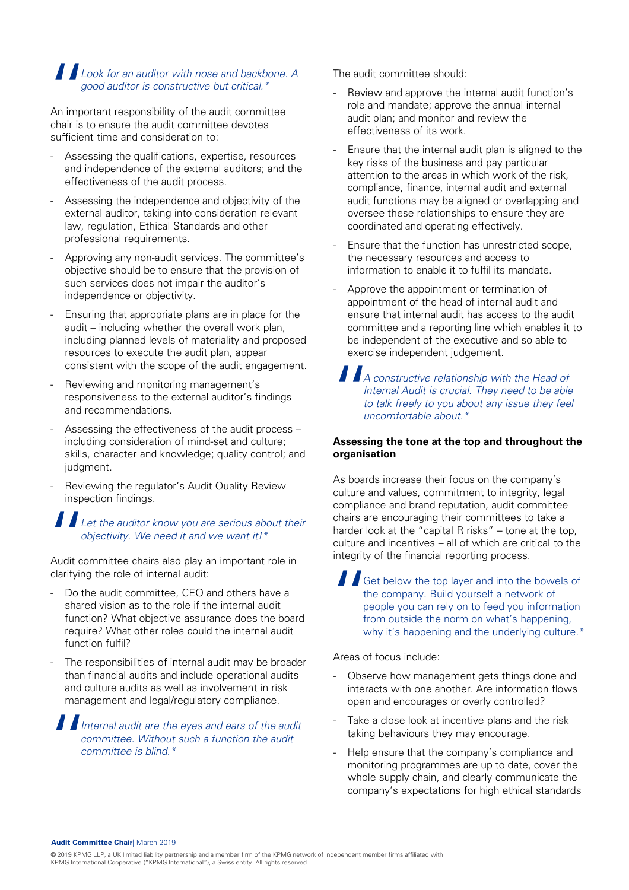*Look for an auditor with nose and backbone. A good auditor is constructive but critical.**

An important responsibility of the audit committee chair is to ensure the audit committee devotes sufficient time and consideration to:

- Assessing the qualifications, expertise, resources and independence of the external auditors; and the effectiveness of the audit process.
- Assessing the independence and objectivity of the external auditor, taking into consideration relevant law, regulation, Ethical Standards and other professional requirements.
- Approving any non-audit services. The committee's objective should be to ensure that the provision of such services does not impair the auditor's independence or objectivity.
- Ensuring that appropriate plans are in place for the audit – including whether the overall work plan, including planned levels of materiality and proposed resources to execute the audit plan, appear consistent with the scope of the audit engagement.
- Reviewing and monitoring management's responsiveness to the external auditor's findings and recommendations.
- Assessing the effectiveness of the audit process – including consideration of mind-set and culture; skills, character and knowledge; quality control; and judgment.
- Reviewing the regulator's Audit Quality Review inspection findings.

*Let the auditor know you are serious about their objectivity. We need it and we want it!**

Audit committee chairs also play an important role in clarifying the role of internal audit:

- Do the audit committee, CEO and others have a shared vision as to the role if the internal audit function? What objective assurance does the board require? What other roles could the internal audit function fulfil?
- The responsibilities of internal audit may be broader than financial audits and include operational audits and culture audits as well as involvement in risk management and legal/regulatory compliance.

*Internal audit are the eyes and ears of the audit committee. Without such a function the audit committee is blind.**

The audit committee should:

- Review and approve the internal audit function's role and mandate; approve the annual internal audit plan; and monitor and review the effectiveness of its work.
- Ensure that the internal audit plan is aligned to the key risks of the business and pay particular attention to the areas in which work of the risk, compliance, finance, internal audit and external audit functions may be aligned or overlapping and oversee these relationships to ensure they are coordinated and operating effectively.
- Ensure that the function has unrestricted scope, the necessary resources and access to information to enable it to fulfil its mandate.
- Approve the appointment or termination of appointment of the head of internal audit and ensure that internal audit has access to the audit committee and a reporting line which enables it to be independent of the executive and so able to exercise independent judgement.

*A constructive relationship with the Head of Internal Audit is crucial. They need to be able to talk freely to you about any issue they feel uncomfortable about.**

**Assessing the tone at the top and throughout the organisation**

As boards increase their focus on the company's culture and values, commitment to integrity, legal compliance and brand reputation, audit committee chairs are encouraging their committees to take a harder look at the "capital R risks" – tone at the top, culture and incentives – all of which are critical to the integrity of the financial reporting process.

Get below the top layer and into the bowels of the company. Build yourself a network of people you can rely on to feed you information from outside the norm on what's happening, why it's happening and the underlying culture.*

Areas of focus include:

- Observe how management gets things done and interacts with one another. Are information flows open and encourages or overly controlled?
- Take a close look at incentive plans and the risk taking behaviours they may encourage.
- Help ensure that the company's compliance and monitoring programmes are up to date, cover the whole supply chain, and clearly communicate the company's expectations for high ethical standards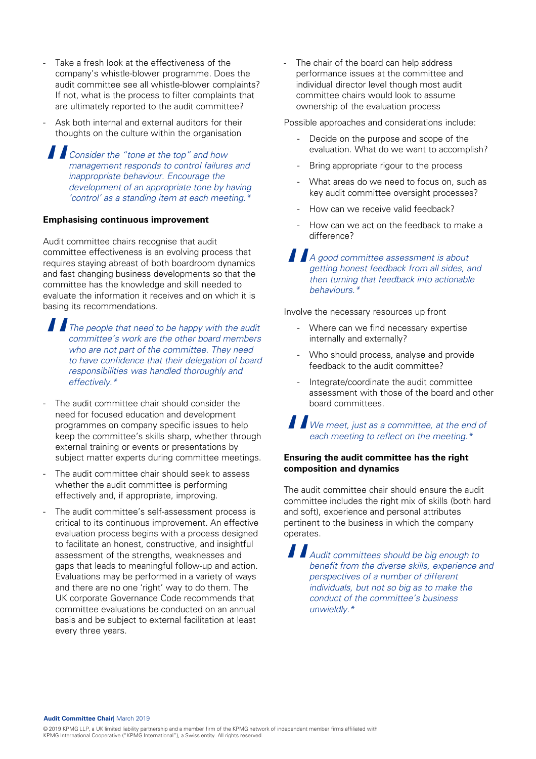- Take a fresh look at the effectiveness of the company's whistle-blower programme. Does the audit committee see all whistle-blower complaints? If not, what is the process to filter complaints that are ultimately reported to the audit committee?
- Ask both internal and external auditors for their thoughts on the culture within the organisation

> *Consider the "tone at the top" and how management responds to control failures and inappropriate behaviour. Encourage the development of an appropriate tone by having 'control' as a standing item at each meeting.**

**Emphasising continuous improvement**

Audit committee chairs recognise that audit committee effectiveness is an evolving process that requires staying abreast of both boardroom dynamics and fast changing business developments so that the committee has the knowledge and skill needed to evaluate the information it receives and on which it is basing its recommendations.

> *The people that need to be happy with the audit committee's work are the other board members who are not part of the committee. They need to have confidence that their delegation of board responsibilities was handled thoroughly and effectively.**

- The audit committee chair should consider the need for focused education and development programmes on company specific issues to help keep the committee's skills sharp, whether through external training or events or presentations by subject matter experts during committee meetings.
- The audit committee chair should seek to assess whether the audit committee is performing effectively and, if appropriate, improving.
- The audit committee's self-assessment process is critical to its continuous improvement. An effective evaluation process begins with a process designed to facilitate an honest, constructive, and insightful assessment of the strengths, weaknesses and gaps that leads to meaningful follow-up and action. Evaluations may be performed in a variety of ways and there are no one 'right' way to do them. The UK corporate Governance Code recommends that committee evaluations be conducted on an annual basis and be subject to external facilitation at least every three years.
- The chair of the board can help address performance issues at the committee and individual director level though most audit committee chairs would look to assume ownership of the evaluation process

Possible approaches and considerations include:

- Decide on the purpose and scope of the evaluation. What do we want to accomplish?
- Bring appropriate rigour to the process
- What areas do we need to focus on, such as key audit committee oversight processes?
- How can we receive valid feedback?
- How can we act on the feedback to make a difference?

> *A good committee assessment is about getting honest feedback from all sides, and then turning that feedback into actionable behaviours.**

Involve the necessary resources up front

- Where can we find necessary expertise internally and externally?
- Who should process, analyse and provide feedback to the audit committee?
- Integrate/coordinate the audit committee assessment with those of the board and other board committees.

> *We meet, just as a committee, at the end of each meeting to reflect on the meeting.**

**Ensuring the audit committee has the right composition and dynamics**

The audit committee chair should ensure the audit committee includes the right mix of skills (both hard and soft), experience and personal attributes pertinent to the business in which the company operates.

> *Audit committees should be big enough to benefit from the diverse skills, experience and perspectives of a number of different individuals, but not so big as to make the conduct of the committee's business unwieldy.**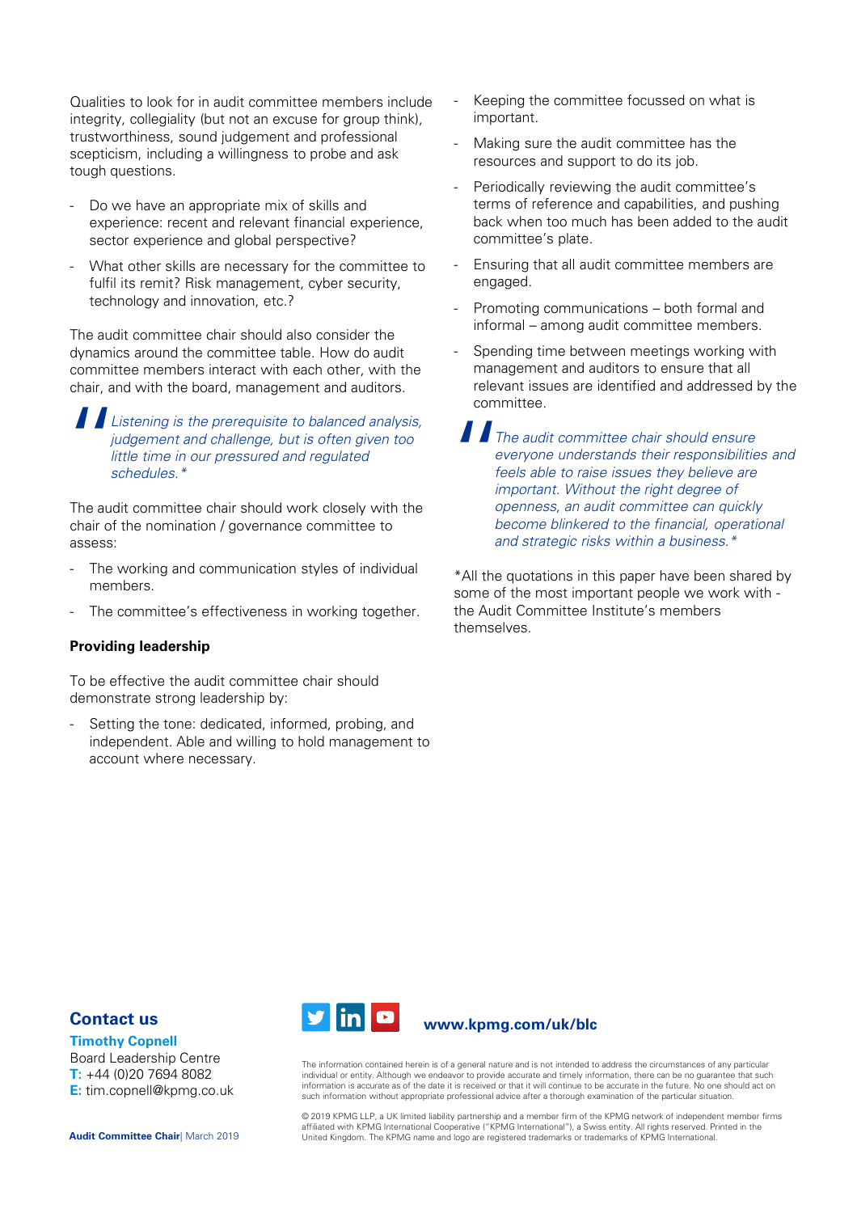Qualities to look for in audit committee members include integrity, collegiality (but not an excuse for group think), trustworthiness, sound judgement and professional scepticism, including a willingness to probe and ask tough questions.

- Do we have an appropriate mix of skills and experience: recent and relevant financial experience, sector experience and global perspective?
- What other skills are necessary for the committee to fulfil its remit? Risk management, cyber security, technology and innovation, etc.?

The audit committee chair should also consider the dynamics around the committee table. How do audit committee members interact with each other, with the chair, and with the board, management and auditors.

> *Listening is the prerequisite to balanced analysis, judgement and challenge, but is often given too little time in our pressured and regulated schedules.**

The audit committee chair should work closely with the chair of the nomination / governance committee to assess:

- The working and communication styles of individual members.
- The committee's effectiveness in working together.

**Providing leadership**

To be effective the audit committee chair should demonstrate strong leadership by:

- Setting the tone: dedicated, informed, probing, and independent. Able and willing to hold management to account where necessary.
- Keeping the committee focussed on what is important.
- Making sure the audit committee has the resources and support to do its job.
- Periodically reviewing the audit committee's terms of reference and capabilities, and pushing back when too much has been added to the audit committee's plate.
- Ensuring that all audit committee members are engaged.
- Promoting communications – both formal and informal – among audit committee members.
- Spending time between meetings working with management and auditors to ensure that all relevant issues are identified and addressed by the committee.

> *The audit committee chair should ensure everyone understands their responsibilities and feels able to raise issues they believe are important. Without the right degree of openness, an audit committee can quickly become blinkered to the financial, operational and strategic risks within a business.**

*All the quotations in this paper have been shared by some of the most important people we work with - the Audit Committee Institute's members themselves.

## Contact us

**Timothy Copnell**
Board Leadership Centre
**T:** +44 (0)20 7694 8082
**E:** tim.copnell@kpmg.co.uk

**www.kpmg.com/uk/blc**

The information contained herein is of a general nature and is not intended to address the circumstances of any particular individual or entity. Although we endeavor to provide accurate and timely information, there can be no guarantee that such information is accurate as of the date it is received or that it will continue to be accurate in the future. No one should act on such information without appropriate professional advice after a thorough examination of the particular situation.

© 2019 KPMG LLP, a UK limited liability partnership and a member firm of the KPMG network of independent member firms affiliated with KPMG International Cooperative ("KPMG International"), a Swiss entity. All rights reserved. Printed in the United Kingdom. The KPMG name and logo are registered trademarks or trademarks of KPMG International.